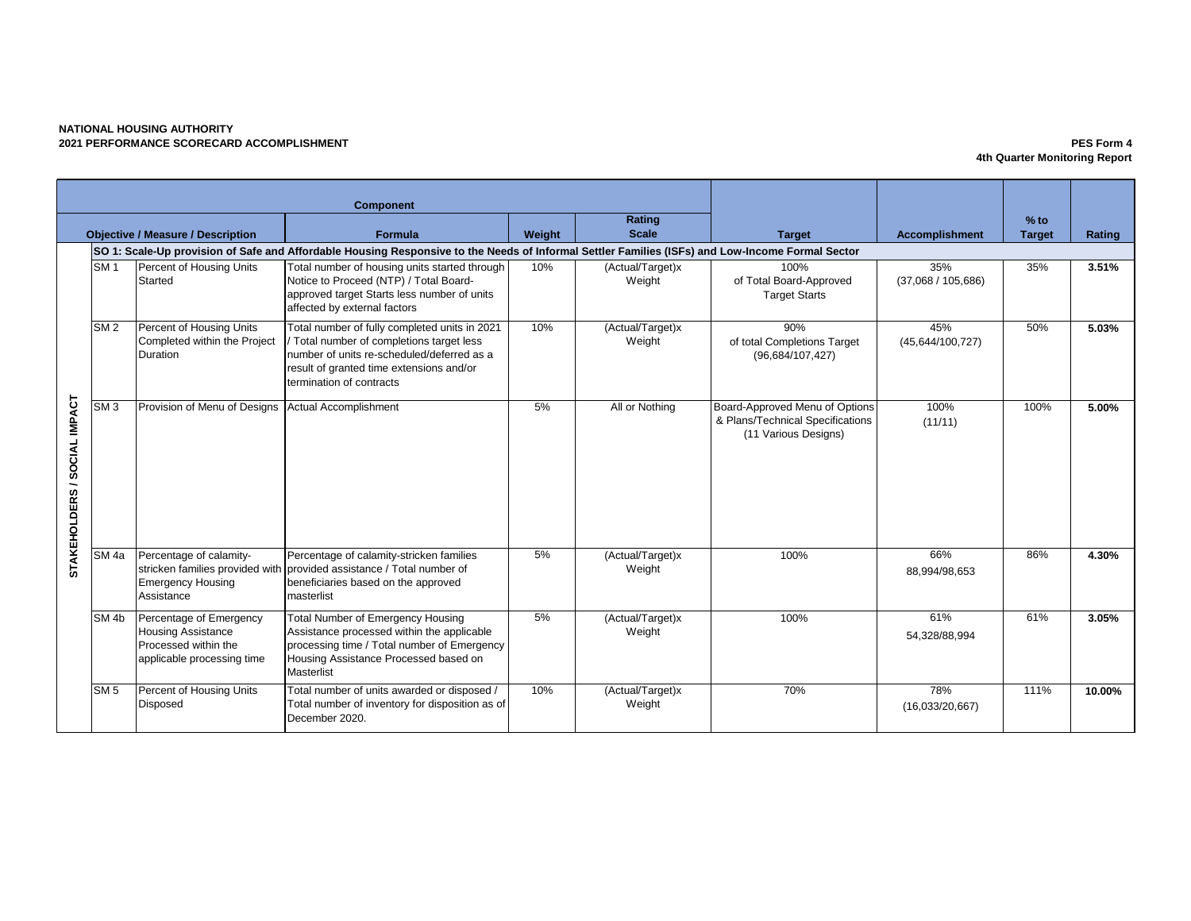**NATIONAL HOUSING AUTHORITY**
**2021 PERFORMANCE SCORECARD ACCOMPLISHMENT**

**PES Form 4**
**4th Quarter Monitoring Report**

| Component | | | | | | Target | Accomplishment | % to Target | Rating |
|---|---|---|---|---|---|---|---|---|---|
| Objective / Measure / Description | | | Formula | Weight | Rating Scale | | | | |
| **SO 1: Scale-Up provision of Safe and Affordable Housing Responsive to the Needs of Informal Settler Families (ISFs) and Low-Income Formal Sector** | | | | | | | | | |
| STAKEHOLDERS / SOCIAL IMPACT | SM 1 | Percent of Housing Units Started | Total number of housing units started through Notice to Proceed (NTP) / Total Board-approved target Starts less number of units affected by external factors | 10% | (Actual/Target)x Weight | 100% of Total Board-Approved Target Starts | 35% (37,068 / 105,686) | 35% | **3.51%** |
| | SM 2 | Percent of Housing Units Completed within the Project Duration | Total number of fully completed units in 2021 / Total number of completions target less number of units re-scheduled/deferred as a result of granted time extensions and/or termination of contracts | 10% | (Actual/Target)x Weight | 90% of total Completions Target (96,684/107,427) | 45% (45,644/100,727) | 50% | **5.03%** |
| | SM 3 | Provision of Menu of Designs | Actual Accomplishment | 5% | All or Nothing | Board-Approved Menu of Options & Plans/Technical Specifications (11 Various Designs) | 100% (11/11) | 100% | **5.00%** |
| | SM 4a | Percentage of calamity-stricken families provided with Emergency Housing Assistance | Percentage of calamity-stricken families provided assistance / Total number of beneficiaries based on the approved masterlist | 5% | (Actual/Target)x Weight | 100% | 66% 88,994/98,653 | 86% | **4.30%** |
| | SM 4b | Percentage of Emergency Housing Assistance Processed within the applicable processing time | Total Number of Emergency Housing Assistance processed within the applicable processing time / Total number of Emergency Housing Assistance Processed based on Masterlist | 5% | (Actual/Target)x Weight | 100% | 61% 54,328/88,994 | 61% | **3.05%** |
| | SM 5 | Percent of Housing Units Disposed | Total number of units awarded or disposed / Total number of inventory for disposition as of December 2020. | 10% | (Actual/Target)x Weight | 70% | 78% (16,033/20,667) | 111% | **10.00%** |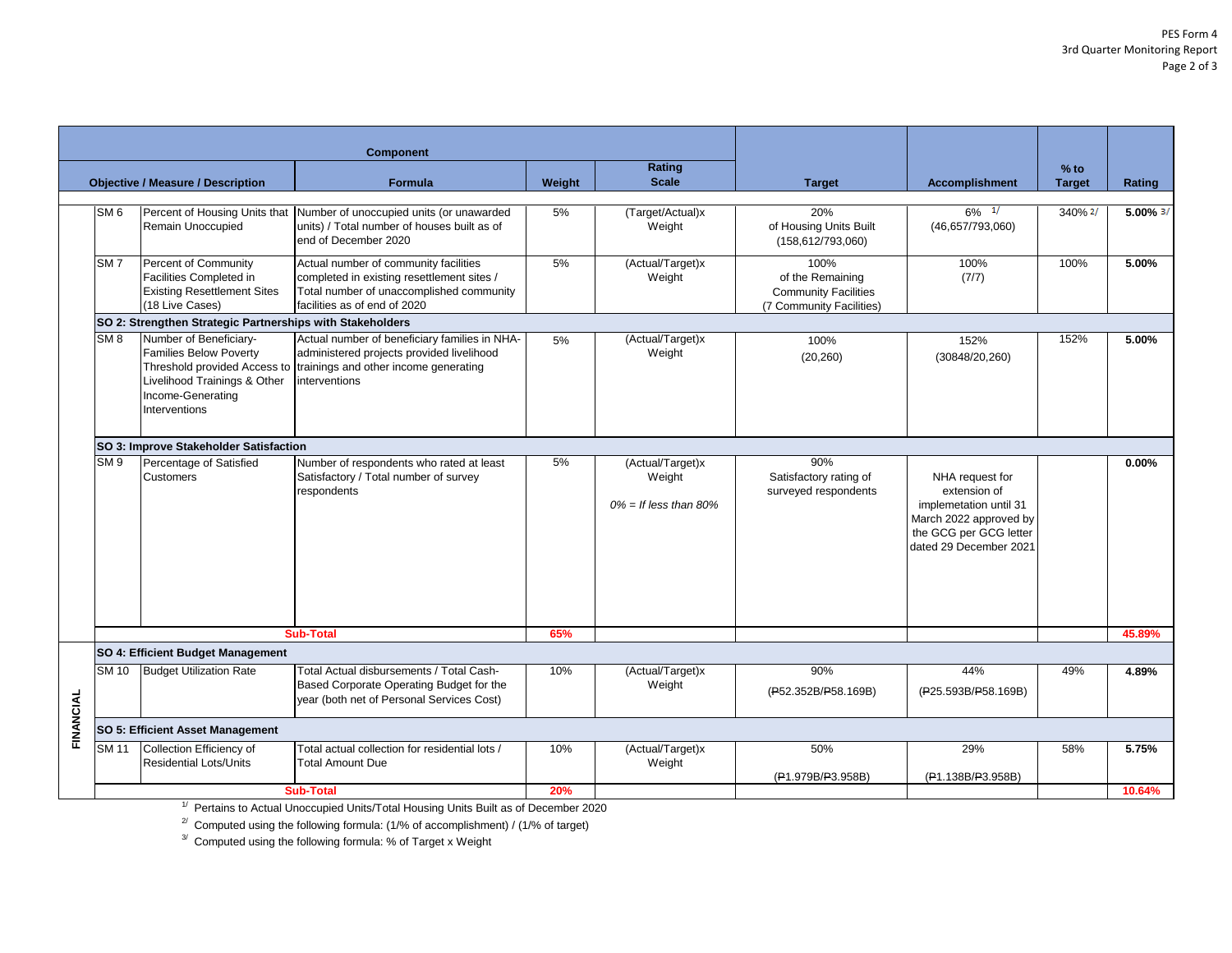| | Component | | | | | | | | |
|---|---|---|---|---|---|---|---|---|---|
| | Objective / Measure / Description | | Formula | Weight | Rating Scale | Target | Accomplishment | % to Target | Rating |
| | SM 6 | Percent of Housing Units that Remain Unoccupied | Number of unoccupied units (or unawarded units) / Total number of houses built as of end of December 2020 | 5% | (Target/Actual)x Weight | 20% of Housing Units Built (158,612/793,060) | 6% [1/] (46,657/793,060) | 340% [2/] | **5.00%** [3/] |
| | SM 7 | Percent of Community Facilities Completed in Existing Resettlement Sites (18 Live Cases) | Actual number of community facilities completed in existing resettlement sites / Total number of unaccomplished community facilities as of end of 2020 | 5% | (Actual/Target)x Weight | 100% of the Remaining Community Facilities (7 Community Facilities) | 100% (7/7) | 100% | **5.00%** |
| | **SO 2: Strengthen Strategic Partnerships with Stakeholders** | | | | | | | | |
| | SM 8 | Number of Beneficiary-Families Below Poverty Threshold provided Access to Livelihood Trainings & Other Income-Generating Interventions | Actual number of beneficiary families in NHA-administered projects provided livelihood trainings and other income generating interventions | 5% | (Actual/Target)x Weight | 100% (20,260) | 152% (30848/20,260) | 152% | **5.00%** |
| | **SO 3: Improve Stakeholder Satisfaction** | | | | | | | | |
| | SM 9 | Percentage of Satisfied Customers | Number of respondents who rated at least Satisfactory / Total number of survey respondents | 5% | (Actual/Target)x Weight<br>*0% = If less than 80%* | 90% Satisfactory rating of surveyed respondents | NHA request for extension of implemetation until 31 March 2022 approved by the GCG per GCG letter dated 29 December 2021 | | **0.00%** |
| | **Sub-Total** | | | **65%** | | | | | **45.89%** |
| **FINANCIAL** | **SO 4: Efficient Budget Management** | | | | | | | | |
| | SM 10 | Budget Utilization Rate | Total Actual disbursements / Total Cash-Based Corporate Operating Budget for the year (both net of Personal Services Cost) | 10% | (Actual/Target)x Weight | 90% (₱52.352B/₱58.169B) | 44% (₱25.593B/₱58.169B) | 49% | **4.89%** |
| | **SO 5: Efficient Asset Management** | | | | | | | | |
| | SM 11 | Collection Efficiency of Residential Lots/Units | Total actual collection for residential lots / Total Amount Due | 10% | (Actual/Target)x Weight | 50% (₱1.979B/₱3.958B) | 29% (₱1.138B/₱3.958B) | 58% | **5.75%** |
| | **Sub-Total** | | | **20%** | | | | | **10.64%** |

[1/] Pertains to Actual Unoccupied Units/Total Housing Units Built as of December 2020

[2/] Computed using the following formula: (1/% of accomplishment) / (1/% of target)

[3/] Computed using the following formula: % of Target x Weight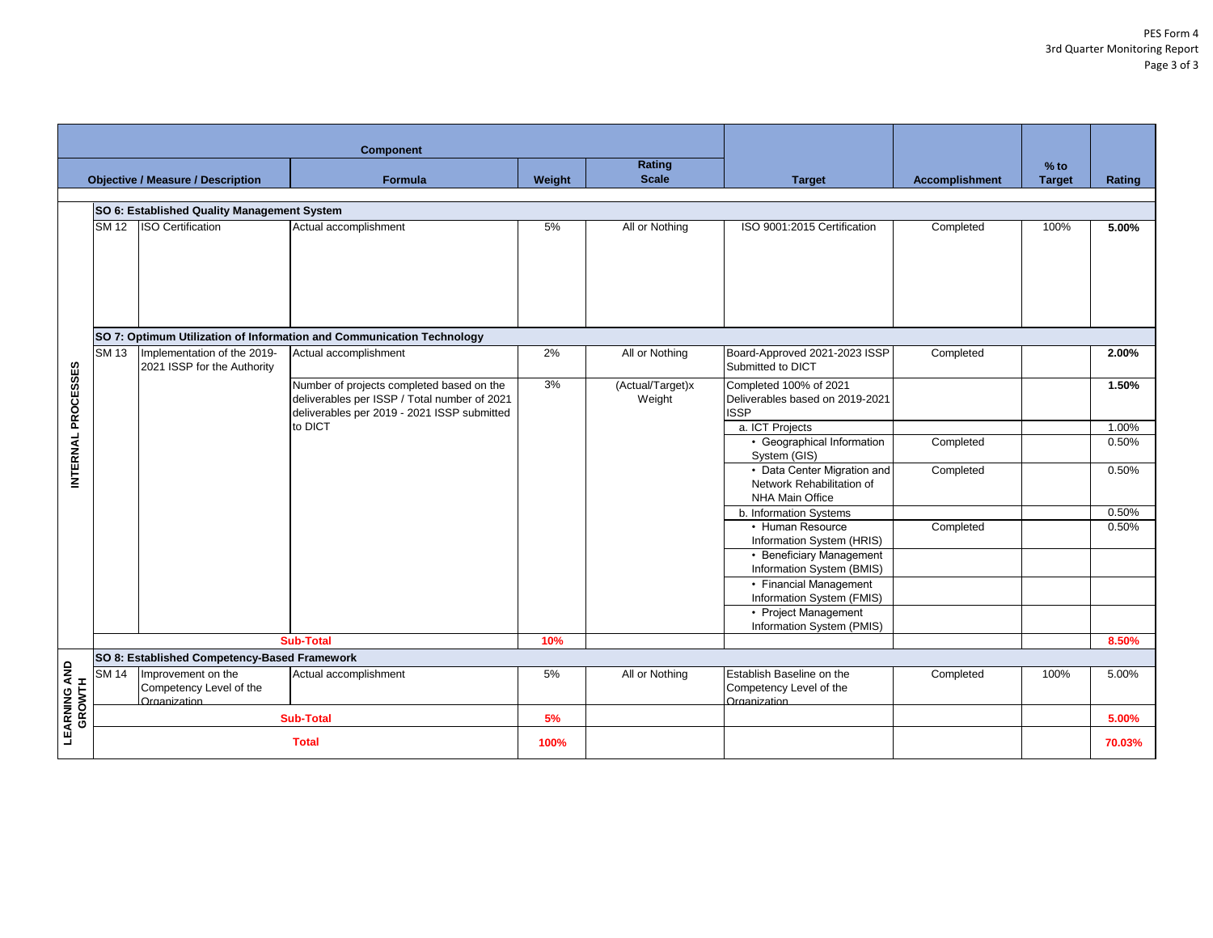| | | | Component | | | | | | |
|---|---|---|---|---|---|---|---|---|---|
| | Objective / Measure / Description | | Formula | Weight | Rating Scale | Target | Accomplishment | % to Target | Rating |
| INTERNAL PROCESSES | **SO 6: Established Quality Management System** | | | | | | | | |
| | SM 12 | ISO Certification | Actual accomplishment | 5% | All or Nothing | ISO 9001:2015 Certification | Completed | 100% | **5.00%** |
| | **SO 7: Optimum Utilization of Information and Communication Technology** | | | | | | | | |
| | SM 13 | Implementation of the 2019-2021 ISSP for the Authority | Actual accomplishment | 2% | All or Nothing | Board-Approved 2021-2023 ISSP Submitted to DICT | Completed | | **2.00%** |
| | | | Number of projects completed based on the deliverables per ISSP / Total number of 2021 deliverables per 2019 - 2021 ISSP submitted to DICT | 3% | (Actual/Target)x Weight | Completed 100% of 2021 Deliverables based on 2019-2021 ISSP | | | **1.50%** |
| | | | | | | a. ICT Projects | | | 1.00% |
| | | | | | | • Geographical Information System (GIS) | Completed | | 0.50% |
| | | | | | | • Data Center Migration and Network Rehabilitation of NHA Main Office | Completed | | 0.50% |
| | | | | | | b. Information Systems | | | 0.50% |
| | | | | | | • Human Resource Information System (HRIS) | Completed | | 0.50% |
| | | | | | | • Beneficiary Management Information System (BMIS) | | | |
| | | | | | | • Financial Management Information System (FMIS) | | | |
| | | | | | | • Project Management Information System (PMIS) | | | |
| | Sub-Total | | | **10%** | | | | | **8.50%** |
| LEARNING AND GROWTH | **SO 8: Established Competency-Based Framework** | | | | | | | | |
| | SM 14 | Improvement on the Competency Level of the Organization | Actual accomplishment | 5% | All or Nothing | Establish Baseline on the Competency Level of the Organization | Completed | 100% | 5.00% |
| | Sub-Total | | | **5%** | | | | | **5.00%** |
| | Total | | | **100%** | | | | | **70.03%** |